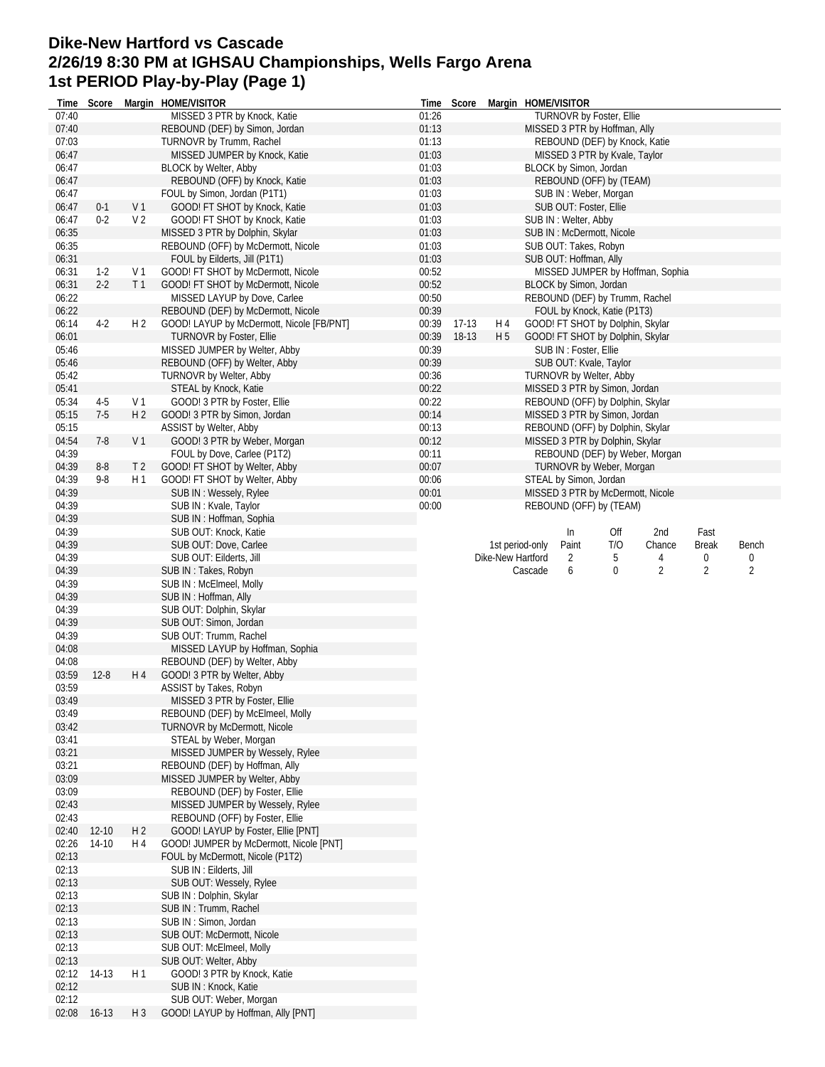# Dike-New Hartford vs Cascade
# 2/26/19 8:30 PM at IGHSAU Championships, Wells Fargo Arena
# 1st PERIOD Play-by-Play (Page 1)

| Time | Score | Margin | HOME/VISITOR |
|---|---|---|---|
| 07:40 | | | MISSED 3 PTR by Knock, Katie |
| 07:40 | | | REBOUND (DEF) by Simon, Jordan |
| 07:03 | | | TURNOVR by Trumm, Rachel |
| 06:47 | | | MISSED JUMPER by Knock, Katie |
| 06:47 | | | BLOCK by Welter, Abby |
| 06:47 | | | REBOUND (OFF) by Knock, Katie |
| 06:47 | | | FOUL by Simon, Jordan (P1T1) |
| 06:47 | 0-1 | V 1 | GOOD! FT SHOT by Knock, Katie |
| 06:47 | 0-2 | V 2 | GOOD! FT SHOT by Knock, Katie |
| 06:35 | | | MISSED 3 PTR by Dolphin, Skylar |
| 06:35 | | | REBOUND (OFF) by McDermott, Nicole |
| 06:31 | | | FOUL by Eilderts, Jill (P1T1) |
| 06:31 | 1-2 | V 1 | GOOD! FT SHOT by McDermott, Nicole |
| 06:31 | 2-2 | T 1 | GOOD! FT SHOT by McDermott, Nicole |
| 06:22 | | | MISSED LAYUP by Dove, Carlee |
| 06:22 | | | REBOUND (DEF) by McDermott, Nicole |
| 06:14 | 4-2 | H 2 | GOOD! LAYUP by McDermott, Nicole [FB/PNT] |
| 06:01 | | | TURNOVR by Foster, Ellie |
| 05:46 | | | MISSED JUMPER by Welter, Abby |
| 05:46 | | | REBOUND (OFF) by Welter, Abby |
| 05:42 | | | TURNOVR by Welter, Abby |
| 05:41 | | | STEAL by Knock, Katie |
| 05:34 | 4-5 | V 1 | GOOD! 3 PTR by Foster, Ellie |
| 05:15 | 7-5 | H 2 | GOOD! 3 PTR by Simon, Jordan |
| 05:15 | | | ASSIST by Welter, Abby |
| 04:54 | 7-8 | V 1 | GOOD! 3 PTR by Weber, Morgan |
| 04:39 | | | FOUL by Dove, Carlee (P1T2) |
| 04:39 | 8-8 | T 2 | GOOD! FT SHOT by Welter, Abby |
| 04:39 | 9-8 | H 1 | GOOD! FT SHOT by Welter, Abby |
| 04:39 | | | SUB IN : Wessely, Rylee |
| 04:39 | | | SUB IN : Kvale, Taylor |
| 04:39 | | | SUB IN : Hoffman, Sophia |
| 04:39 | | | SUB OUT: Knock, Katie |
| 04:39 | | | SUB OUT: Dove, Carlee |
| 04:39 | | | SUB OUT: Eilderts, Jill |
| 04:39 | | | SUB IN : Takes, Robyn |
| 04:39 | | | SUB IN : McElmeel, Molly |
| 04:39 | | | SUB IN : Hoffman, Ally |
| 04:39 | | | SUB OUT: Dolphin, Skylar |
| 04:39 | | | SUB OUT: Simon, Jordan |
| 04:39 | | | SUB OUT: Trumm, Rachel |
| 04:08 | | | MISSED LAYUP by Hoffman, Sophia |
| 04:08 | | | REBOUND (DEF) by Welter, Abby |
| 03:59 | 12-8 | H 4 | GOOD! 3 PTR by Welter, Abby |
| 03:59 | | | ASSIST by Takes, Robyn |
| 03:49 | | | MISSED 3 PTR by Foster, Ellie |
| 03:49 | | | REBOUND (DEF) by McElmeel, Molly |
| 03:42 | | | TURNOVR by McDermott, Nicole |
| 03:41 | | | STEAL by Weber, Morgan |
| 03:21 | | | MISSED JUMPER by Wessely, Rylee |
| 03:21 | | | REBOUND (DEF) by Hoffman, Ally |
| 03:09 | | | MISSED JUMPER by Welter, Abby |
| 03:09 | | | REBOUND (DEF) by Foster, Ellie |
| 02:43 | | | MISSED JUMPER by Wessely, Rylee |
| 02:43 | | | REBOUND (OFF) by Foster, Ellie |
| 02:40 | 12-10 | H 2 | GOOD! LAYUP by Foster, Ellie [PNT] |
| 02:26 | 14-10 | H 4 | GOOD! JUMPER by McDermott, Nicole [PNT] |
| 02:13 | | | FOUL by McDermott, Nicole (P1T2) |
| 02:13 | | | SUB IN : Eilderts, Jill |
| 02:13 | | | SUB OUT: Wessely, Rylee |
| 02:13 | | | SUB IN : Dolphin, Skylar |
| 02:13 | | | SUB IN : Trumm, Rachel |
| 02:13 | | | SUB IN : Simon, Jordan |
| 02:13 | | | SUB OUT: McDermott, Nicole |
| 02:13 | | | SUB OUT: McElmeel, Molly |
| 02:13 | | | SUB OUT: Welter, Abby |
| 02:12 | 14-13 | H 1 | GOOD! 3 PTR by Knock, Katie |
| 02:12 | | | SUB IN : Knock, Katie |
| 02:12 | | | SUB OUT: Weber, Morgan |
| 02:08 | 16-13 | H 3 | GOOD! LAYUP by Hoffman, Ally [PNT] |
| 01:26 | | | TURNOVR by Foster, Ellie |
| 01:13 | | | MISSED 3 PTR by Hoffman, Ally |
| 01:13 | | | REBOUND (DEF) by Knock, Katie |
| 01:03 | | | MISSED 3 PTR by Kvale, Taylor |
| 01:03 | | | BLOCK by Simon, Jordan |
| 01:03 | | | REBOUND (OFF) by (TEAM) |
| 01:03 | | | SUB IN : Weber, Morgan |
| 01:03 | | | SUB OUT: Foster, Ellie |
| 01:03 | | | SUB IN : Welter, Abby |
| 01:03 | | | SUB IN : McDermott, Nicole |
| 01:03 | | | SUB OUT: Takes, Robyn |
| 01:03 | | | SUB OUT: Hoffman, Ally |
| 00:52 | | | MISSED JUMPER by Hoffman, Sophia |
| 00:52 | | | BLOCK by Simon, Jordan |
| 00:50 | | | REBOUND (DEF) by Trumm, Rachel |
| 00:39 | | | FOUL by Knock, Katie (P1T3) |
| 00:39 | 17-13 | H 4 | GOOD! FT SHOT by Dolphin, Skylar |
| 00:39 | 18-13 | H 5 | GOOD! FT SHOT by Dolphin, Skylar |
| 00:39 | | | SUB IN : Foster, Ellie |
| 00:39 | | | SUB OUT: Kvale, Taylor |
| 00:36 | | | TURNOVR by Welter, Abby |
| 00:22 | | | MISSED 3 PTR by Simon, Jordan |
| 00:22 | | | REBOUND (OFF) by Dolphin, Skylar |
| 00:14 | | | MISSED 3 PTR by Simon, Jordan |
| 00:13 | | | REBOUND (OFF) by Dolphin, Skylar |
| 00:12 | | | MISSED 3 PTR by Dolphin, Skylar |
| 00:11 | | | REBOUND (DEF) by Weber, Morgan |
| 00:07 | | | TURNOVR by Weber, Morgan |
| 00:06 | | | STEAL by Simon, Jordan |
| 00:01 | | | MISSED 3 PTR by McDermott, Nicole |
| 00:00 | | | REBOUND (OFF) by (TEAM) |

| 1st period-only | In Paint | Off T/O | 2nd Chance | Fast Break | Bench |
|---|---|---|---|---|---|
| Dike-New Hartford | 2 | 5 | 4 | 0 | 0 |
| Cascade | 6 | 0 | 2 | 2 | 2 |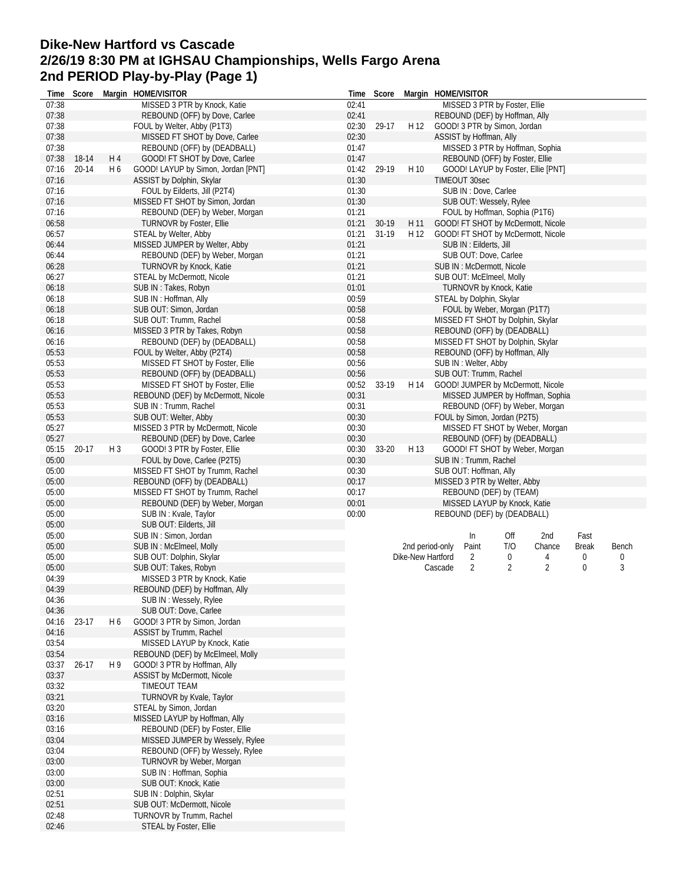# Dike-New Hartford vs Cascade
## 2/26/19 8:30 PM at IGHSAU Championships, Wells Fargo Arena
## 2nd PERIOD Play-by-Play (Page 1)

| Time | Score | Margin | HOME/VISITOR |
|---|---|---|---|
| 07:38 | | | MISSED 3 PTR by Knock, Katie |
| 07:38 | | | REBOUND (OFF) by Dove, Carlee |
| 07:38 | | | FOUL by Welter, Abby (P1T3) |
| 07:38 | | | MISSED FT SHOT by Dove, Carlee |
| 07:38 | | | REBOUND (OFF) by (DEADBALL) |
| 07:38 | 18-14 | H 4 | GOOD! FT SHOT by Dove, Carlee |
| 07:16 | 20-14 | H 6 | GOOD! LAYUP by Simon, Jordan [PNT] |
| 07:16 | | | ASSIST by Dolphin, Skylar |
| 07:16 | | | FOUL by Eilderts, Jill (P2T4) |
| 07:16 | | | MISSED FT SHOT by Simon, Jordan |
| 07:16 | | | REBOUND (DEF) by Weber, Morgan |
| 06:58 | | | TURNOVR by Foster, Ellie |
| 06:57 | | | STEAL by Welter, Abby |
| 06:44 | | | MISSED JUMPER by Welter, Abby |
| 06:44 | | | REBOUND (DEF) by Weber, Morgan |
| 06:28 | | | TURNOVR by Knock, Katie |
| 06:27 | | | STEAL by McDermott, Nicole |
| 06:18 | | | SUB IN : Takes, Robyn |
| 06:18 | | | SUB IN : Hoffman, Ally |
| 06:18 | | | SUB OUT: Simon, Jordan |
| 06:18 | | | SUB OUT: Trumm, Rachel |
| 06:16 | | | MISSED 3 PTR by Takes, Robyn |
| 06:16 | | | REBOUND (DEF) by (DEADBALL) |
| 05:53 | | | FOUL by Welter, Abby (P2T4) |
| 05:53 | | | MISSED FT SHOT by Foster, Ellie |
| 05:53 | | | REBOUND (OFF) by (DEADBALL) |
| 05:53 | | | MISSED FT SHOT by Foster, Ellie |
| 05:53 | | | REBOUND (DEF) by McDermott, Nicole |
| 05:53 | | | SUB IN : Trumm, Rachel |
| 05:53 | | | SUB OUT: Welter, Abby |
| 05:27 | | | MISSED 3 PTR by McDermott, Nicole |
| 05:27 | | | REBOUND (DEF) by Dove, Carlee |
| 05:15 | 20-17 | H 3 | GOOD! 3 PTR by Foster, Ellie |
| 05:00 | | | FOUL by Dove, Carlee (P2T5) |
| 05:00 | | | MISSED FT SHOT by Trumm, Rachel |
| 05:00 | | | REBOUND (OFF) by (DEADBALL) |
| 05:00 | | | MISSED FT SHOT by Trumm, Rachel |
| 05:00 | | | REBOUND (DEF) by Weber, Morgan |
| 05:00 | | | SUB IN : Kvale, Taylor |
| 05:00 | | | SUB OUT: Eilderts, Jill |
| 05:00 | | | SUB IN : Simon, Jordan |
| 05:00 | | | SUB IN : McElmeel, Molly |
| 05:00 | | | SUB OUT: Dolphin, Skylar |
| 05:00 | | | SUB OUT: Takes, Robyn |
| 04:39 | | | MISSED 3 PTR by Knock, Katie |
| 04:39 | | | REBOUND (DEF) by Hoffman, Ally |
| 04:36 | | | SUB IN : Wessely, Rylee |
| 04:36 | | | SUB OUT: Dove, Carlee |
| 04:16 | 23-17 | H 6 | GOOD! 3 PTR by Simon, Jordan |
| 04:16 | | | ASSIST by Trumm, Rachel |
| 03:54 | | | MISSED LAYUP by Knock, Katie |
| 03:54 | | | REBOUND (DEF) by McElmeel, Molly |
| 03:37 | 26-17 | H 9 | GOOD! 3 PTR by Hoffman, Ally |
| 03:37 | | | ASSIST by McDermott, Nicole |
| 03:32 | | | TIMEOUT TEAM |
| 03:21 | | | TURNOVR by Kvale, Taylor |
| 03:20 | | | STEAL by Simon, Jordan |
| 03:16 | | | MISSED LAYUP by Hoffman, Ally |
| 03:16 | | | REBOUND (DEF) by Foster, Ellie |
| 03:04 | | | MISSED JUMPER by Wessely, Rylee |
| 03:04 | | | REBOUND (OFF) by Wessely, Rylee |
| 03:00 | | | TURNOVR by Weber, Morgan |
| 03:00 | | | SUB IN : Hoffman, Sophia |
| 03:00 | | | SUB OUT: Knock, Katie |
| 02:51 | | | SUB IN : Dolphin, Skylar |
| 02:51 | | | SUB OUT: McDermott, Nicole |
| 02:48 | | | TURNOVR by Trumm, Rachel |
| 02:46 | | | STEAL by Foster, Ellie |
| 02:41 | | | MISSED 3 PTR by Foster, Ellie |
| 02:41 | | | REBOUND (DEF) by Hoffman, Ally |
| 02:30 | 29-17 | H 12 | GOOD! 3 PTR by Simon, Jordan |
| 02:30 | | | ASSIST by Hoffman, Ally |
| 01:47 | | | MISSED 3 PTR by Hoffman, Sophia |
| 01:47 | | | REBOUND (OFF) by Foster, Ellie |
| 01:42 | 29-19 | H 10 | GOOD! LAYUP by Foster, Ellie [PNT] |
| 01:30 | | | TIMEOUT 30sec |
| 01:30 | | | SUB IN : Dove, Carlee |
| 01:30 | | | SUB OUT: Wessely, Rylee |
| 01:21 | | | FOUL by Hoffman, Sophia (P1T6) |
| 01:21 | 30-19 | H 11 | GOOD! FT SHOT by McDermott, Nicole |
| 01:21 | 31-19 | H 12 | GOOD! FT SHOT by McDermott, Nicole |
| 01:21 | | | SUB IN : Eilderts, Jill |
| 01:21 | | | SUB OUT: Dove, Carlee |
| 01:21 | | | SUB IN : McDermott, Nicole |
| 01:21 | | | SUB OUT: McElmeel, Molly |
| 01:01 | | | TURNOVR by Knock, Katie |
| 00:59 | | | STEAL by Dolphin, Skylar |
| 00:58 | | | FOUL by Weber, Morgan (P1T7) |
| 00:58 | | | MISSED FT SHOT by Dolphin, Skylar |
| 00:58 | | | REBOUND (OFF) by (DEADBALL) |
| 00:58 | | | MISSED FT SHOT by Dolphin, Skylar |
| 00:58 | | | REBOUND (OFF) by Hoffman, Ally |
| 00:56 | | | SUB IN : Welter, Abby |
| 00:56 | | | SUB OUT: Trumm, Rachel |
| 00:52 | 33-19 | H 14 | GOOD! JUMPER by McDermott, Nicole |
| 00:31 | | | MISSED JUMPER by Hoffman, Sophia |
| 00:31 | | | REBOUND (OFF) by Weber, Morgan |
| 00:30 | | | FOUL by Simon, Jordan (P2T5) |
| 00:30 | | | MISSED FT SHOT by Weber, Morgan |
| 00:30 | | | REBOUND (OFF) by (DEADBALL) |
| 00:30 | 33-20 | H 13 | GOOD! FT SHOT by Weber, Morgan |
| 00:30 | | | SUB IN : Trumm, Rachel |
| 00:30 | | | SUB OUT: Hoffman, Ally |
| 00:17 | | | MISSED 3 PTR by Welter, Abby |
| 00:17 | | | REBOUND (DEF) by (TEAM) |
| 00:01 | | | MISSED LAYUP by Knock, Katie |
| 00:00 | | | REBOUND (DEF) by (DEADBALL) |

| 2nd period-only | In Paint | Off T/O | 2nd Chance | Fast Break | Bench |
|---|---|---|---|---|---|
| Dike-New Hartford | 2 | 0 | 4 | 0 | 0 |
| Cascade | 2 | 2 | 2 | 0 | 3 |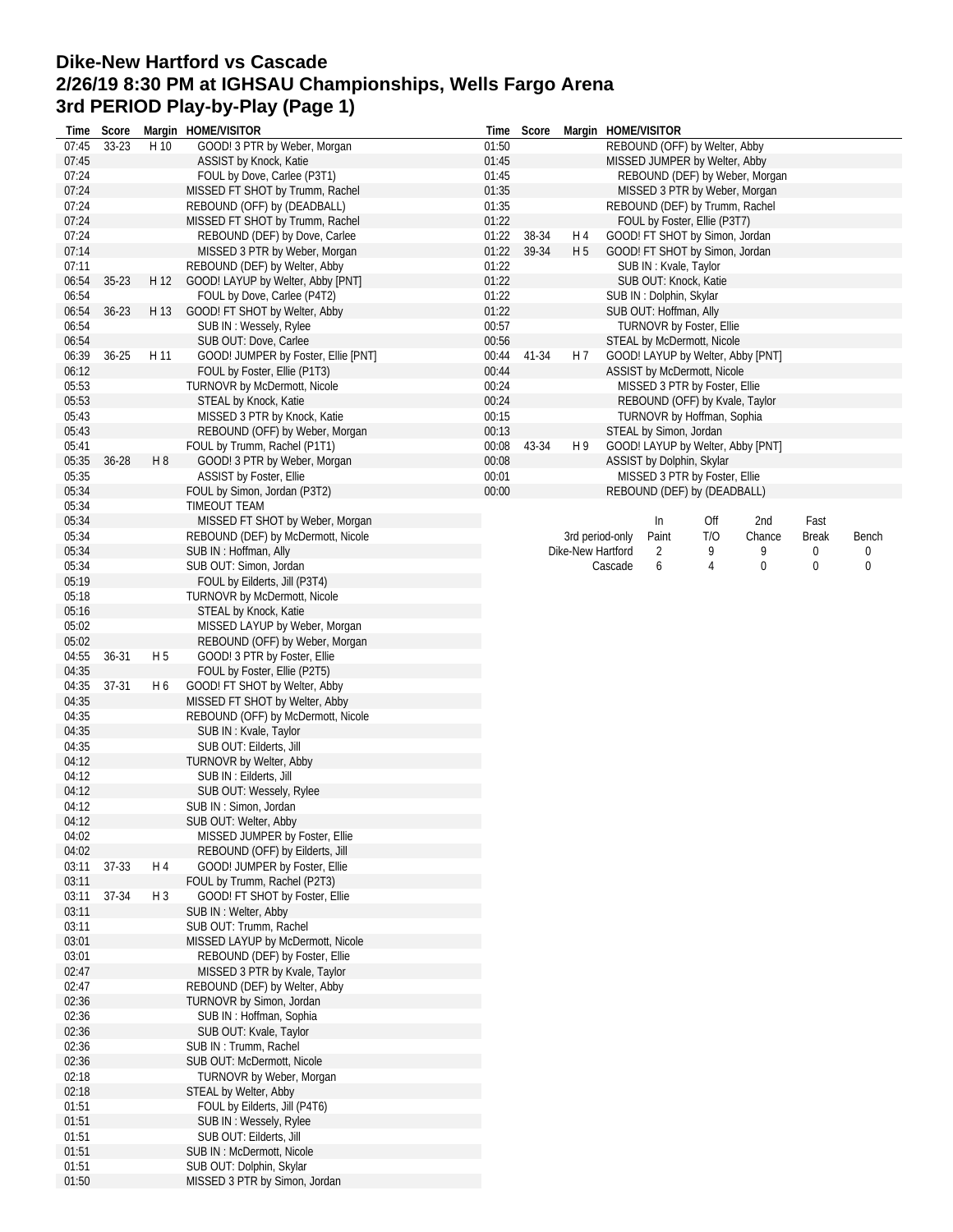# Dike-New Hartford vs Cascade
## 2/26/19 8:30 PM at IGHSAU Championships, Wells Fargo Arena
## 3rd PERIOD Play-by-Play (Page 1)

| Time | Score | Margin | HOME/VISITOR |
|---|---|---|---|
| 07:45 | 33-23 | H 10 | GOOD! 3 PTR by Weber, Morgan |
| 07:45 | | | ASSIST by Knock, Katie |
| 07:24 | | | FOUL by Dove, Carlee (P3T1) |
| 07:24 | | | MISSED FT SHOT by Trumm, Rachel |
| 07:24 | | | REBOUND (OFF) by (DEADBALL) |
| 07:24 | | | MISSED FT SHOT by Trumm, Rachel |
| 07:24 | | | REBOUND (DEF) by Dove, Carlee |
| 07:14 | | | MISSED 3 PTR by Weber, Morgan |
| 07:11 | | | REBOUND (DEF) by Welter, Abby |
| 06:54 | 35-23 | H 12 | GOOD! LAYUP by Welter, Abby [PNT] |
| 06:54 | | | FOUL by Dove, Carlee (P4T2) |
| 06:54 | 36-23 | H 13 | GOOD! FT SHOT by Welter, Abby |
| 06:54 | | | SUB IN : Wessely, Rylee |
| 06:54 | | | SUB OUT: Dove, Carlee |
| 06:39 | 36-25 | H 11 | GOOD! JUMPER by Foster, Ellie [PNT] |
| 06:12 | | | FOUL by Foster, Ellie (P1T3) |
| 05:53 | | | TURNOVR by McDermott, Nicole |
| 05:53 | | | STEAL by Knock, Katie |
| 05:43 | | | MISSED 3 PTR by Knock, Katie |
| 05:43 | | | REBOUND (OFF) by Weber, Morgan |
| 05:41 | | | FOUL by Trumm, Rachel (P1T1) |
| 05:35 | 36-28 | H 8 | GOOD! 3 PTR by Weber, Morgan |
| 05:35 | | | ASSIST by Foster, Ellie |
| 05:34 | | | FOUL by Simon, Jordan (P3T2) |
| 05:34 | | | TIMEOUT TEAM |
| 05:34 | | | MISSED FT SHOT by Weber, Morgan |
| 05:34 | | | REBOUND (DEF) by McDermott, Nicole |
| 05:34 | | | SUB IN : Hoffman, Ally |
| 05:34 | | | SUB OUT: Simon, Jordan |
| 05:19 | | | FOUL by Eilderts, Jill (P3T4) |
| 05:18 | | | TURNOVR by McDermott, Nicole |
| 05:16 | | | STEAL by Knock, Katie |
| 05:02 | | | MISSED LAYUP by Weber, Morgan |
| 05:02 | | | REBOUND (OFF) by Weber, Morgan |
| 04:55 | 36-31 | H 5 | GOOD! 3 PTR by Foster, Ellie |
| 04:35 | | | FOUL by Foster, Ellie (P2T5) |
| 04:35 | 37-31 | H 6 | GOOD! FT SHOT by Welter, Abby |
| 04:35 | | | MISSED FT SHOT by Welter, Abby |
| 04:35 | | | REBOUND (OFF) by McDermott, Nicole |
| 04:35 | | | SUB IN : Kvale, Taylor |
| 04:35 | | | SUB OUT: Eilderts, Jill |
| 04:12 | | | TURNOVR by Welter, Abby |
| 04:12 | | | SUB IN : Eilderts, Jill |
| 04:12 | | | SUB OUT: Wessely, Rylee |
| 04:12 | | | SUB IN : Simon, Jordan |
| 04:12 | | | SUB OUT: Welter, Abby |
| 04:02 | | | MISSED JUMPER by Foster, Ellie |
| 04:02 | | | REBOUND (OFF) by Eilderts, Jill |
| 03:11 | 37-33 | H 4 | GOOD! JUMPER by Foster, Ellie |
| 03:11 | | | FOUL by Trumm, Rachel (P2T3) |
| 03:11 | 37-34 | H 3 | GOOD! FT SHOT by Foster, Ellie |
| 03:11 | | | SUB IN : Welter, Abby |
| 03:11 | | | SUB OUT: Trumm, Rachel |
| 03:01 | | | MISSED LAYUP by McDermott, Nicole |
| 03:01 | | | REBOUND (DEF) by Foster, Ellie |
| 02:47 | | | MISSED 3 PTR by Kvale, Taylor |
| 02:47 | | | REBOUND (DEF) by Welter, Abby |
| 02:36 | | | TURNOVR by Simon, Jordan |
| 02:36 | | | SUB IN : Hoffman, Sophia |
| 02:36 | | | SUB OUT: Kvale, Taylor |
| 02:36 | | | SUB IN : Trumm, Rachel |
| 02:36 | | | SUB OUT: McDermott, Nicole |
| 02:18 | | | TURNOVR by Weber, Morgan |
| 02:18 | | | STEAL by Welter, Abby |
| 01:51 | | | FOUL by Eilderts, Jill (P4T6) |
| 01:51 | | | SUB IN : Wessely, Rylee |
| 01:51 | | | SUB OUT: Eilderts, Jill |
| 01:51 | | | SUB IN : McDermott, Nicole |
| 01:51 | | | SUB OUT: Dolphin, Skylar |
| 01:50 | | | MISSED 3 PTR by Simon, Jordan |
| 01:50 | | | REBOUND (OFF) by Welter, Abby |
| 01:45 | | | MISSED JUMPER by Welter, Abby |
| 01:45 | | | REBOUND (DEF) by Weber, Morgan |
| 01:35 | | | MISSED 3 PTR by Weber, Morgan |
| 01:35 | | | REBOUND (DEF) by Trumm, Rachel |
| 01:22 | | | FOUL by Foster, Ellie (P3T7) |
| 01:22 | 38-34 | H 4 | GOOD! FT SHOT by Simon, Jordan |
| 01:22 | 39-34 | H 5 | GOOD! FT SHOT by Simon, Jordan |
| 01:22 | | | SUB IN : Kvale, Taylor |
| 01:22 | | | SUB OUT: Knock, Katie |
| 01:22 | | | SUB IN : Dolphin, Skylar |
| 01:22 | | | SUB OUT: Hoffman, Ally |
| 00:57 | | | TURNOVR by Foster, Ellie |
| 00:56 | | | STEAL by McDermott, Nicole |
| 00:44 | 41-34 | H 7 | GOOD! LAYUP by Welter, Abby [PNT] |
| 00:44 | | | ASSIST by McDermott, Nicole |
| 00:24 | | | MISSED 3 PTR by Foster, Ellie |
| 00:24 | | | REBOUND (OFF) by Kvale, Taylor |
| 00:15 | | | TURNOVR by Hoffman, Sophia |
| 00:13 | | | STEAL by Simon, Jordan |
| 00:08 | 43-34 | H 9 | GOOD! LAYUP by Welter, Abby [PNT] |
| 00:08 | | | ASSIST by Dolphin, Skylar |
| 00:01 | | | MISSED 3 PTR by Foster, Ellie |
| 00:00 | | | REBOUND (DEF) by (DEADBALL) |

| 3rd period-only | In Paint | Off T/O | 2nd Chance | Fast Break | Bench |
|---|---|---|---|---|---|
| Dike-New Hartford | 2 | 9 | 9 | 0 | 0 |
| Cascade | 6 | 4 | 0 | 0 | 0 |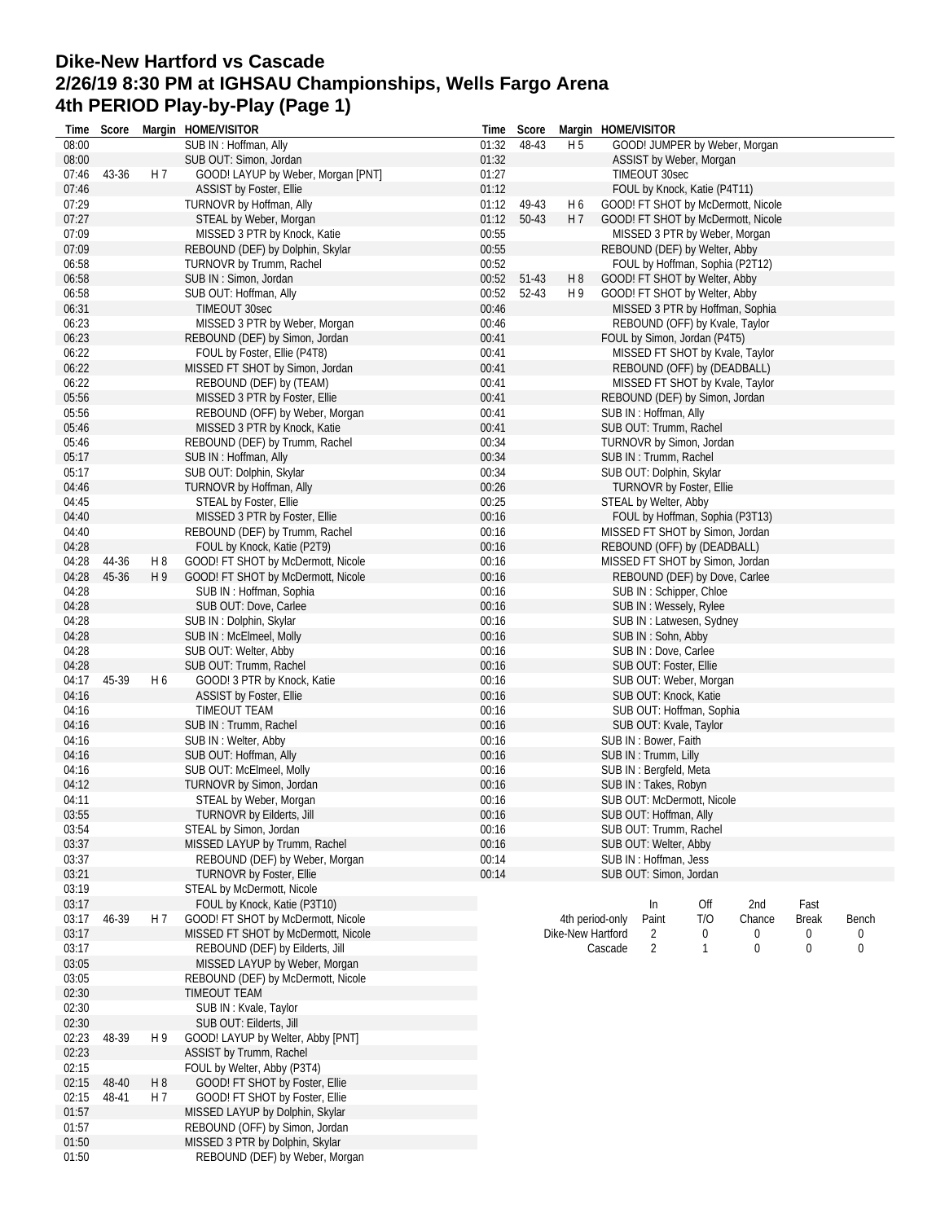# Dike-New Hartford vs Cascade
## 2/26/19 8:30 PM at IGHSAU Championships, Wells Fargo Arena
## 4th PERIOD Play-by-Play (Page 1)

| Time | Score | Margin | HOME/VISITOR |
|---|---|---|---|
| 08:00 | | | SUB IN : Hoffman, Ally |
| 08:00 | | | SUB OUT: Simon, Jordan |
| 07:46 | 43-36 | H 7 | GOOD! LAYUP by Weber, Morgan [PNT] |
| 07:46 | | | ASSIST by Foster, Ellie |
| 07:29 | | | TURNOVR by Hoffman, Ally |
| 07:27 | | | STEAL by Weber, Morgan |
| 07:09 | | | MISSED 3 PTR by Knock, Katie |
| 07:09 | | | REBOUND (DEF) by Dolphin, Skylar |
| 06:58 | | | TURNOVR by Trumm, Rachel |
| 06:58 | | | SUB IN : Simon, Jordan |
| 06:58 | | | SUB OUT: Hoffman, Ally |
| 06:31 | | | TIMEOUT 30sec |
| 06:23 | | | MISSED 3 PTR by Weber, Morgan |
| 06:23 | | | REBOUND (DEF) by Simon, Jordan |
| 06:22 | | | FOUL by Foster, Ellie (P4T8) |
| 06:22 | | | MISSED FT SHOT by Simon, Jordan |
| 06:22 | | | REBOUND (DEF) by (TEAM) |
| 05:56 | | | MISSED 3 PTR by Foster, Ellie |
| 05:56 | | | REBOUND (OFF) by Weber, Morgan |
| 05:46 | | | MISSED 3 PTR by Knock, Katie |
| 05:46 | | | REBOUND (DEF) by Trumm, Rachel |
| 05:17 | | | SUB IN : Hoffman, Ally |
| 05:17 | | | SUB OUT: Dolphin, Skylar |
| 04:46 | | | TURNOVR by Hoffman, Ally |
| 04:45 | | | STEAL by Foster, Ellie |
| 04:40 | | | MISSED 3 PTR by Foster, Ellie |
| 04:40 | | | REBOUND (DEF) by Trumm, Rachel |
| 04:28 | | | FOUL by Knock, Katie (P2T9) |
| 04:28 | 44-36 | H 8 | GOOD! FT SHOT by McDermott, Nicole |
| 04:28 | 45-36 | H 9 | GOOD! FT SHOT by McDermott, Nicole |
| 04:28 | | | SUB IN : Hoffman, Sophia |
| 04:28 | | | SUB OUT: Dove, Carlee |
| 04:28 | | | SUB IN : Dolphin, Skylar |
| 04:28 | | | SUB IN : McElmeel, Molly |
| 04:28 | | | SUB OUT: Welter, Abby |
| 04:28 | | | SUB OUT: Trumm, Rachel |
| 04:17 | 45-39 | H 6 | GOOD! 3 PTR by Knock, Katie |
| 04:16 | | | ASSIST by Foster, Ellie |
| 04:16 | | | TIMEOUT TEAM |
| 04:16 | | | SUB IN : Trumm, Rachel |
| 04:16 | | | SUB IN : Welter, Abby |
| 04:16 | | | SUB OUT: Hoffman, Ally |
| 04:16 | | | SUB OUT: McElmeel, Molly |
| 04:12 | | | TURNOVR by Simon, Jordan |
| 04:11 | | | STEAL by Weber, Morgan |
| 03:55 | | | TURNOVR by Eilderts, Jill |
| 03:54 | | | STEAL by Simon, Jordan |
| 03:37 | | | MISSED LAYUP by Trumm, Rachel |
| 03:37 | | | REBOUND (DEF) by Weber, Morgan |
| 03:21 | | | TURNOVR by Foster, Ellie |
| 03:19 | | | STEAL by McDermott, Nicole |
| 03:17 | | | FOUL by Knock, Katie (P3T10) |
| 03:17 | 46-39 | H 7 | GOOD! FT SHOT by McDermott, Nicole |
| 03:17 | | | MISSED FT SHOT by McDermott, Nicole |
| 03:17 | | | REBOUND (DEF) by Eilderts, Jill |
| 03:05 | | | MISSED LAYUP by Weber, Morgan |
| 03:05 | | | REBOUND (DEF) by McDermott, Nicole |
| 02:30 | | | TIMEOUT TEAM |
| 02:30 | | | SUB IN : Kvale, Taylor |
| 02:30 | | | SUB OUT: Eilderts, Jill |
| 02:23 | 48-39 | H 9 | GOOD! LAYUP by Welter, Abby [PNT] |
| 02:23 | | | ASSIST by Trumm, Rachel |
| 02:15 | | | FOUL by Welter, Abby (P3T4) |
| 02:15 | 48-40 | H 8 | GOOD! FT SHOT by Foster, Ellie |
| 02:15 | 48-41 | H 7 | GOOD! FT SHOT by Foster, Ellie |
| 01:57 | | | MISSED LAYUP by Dolphin, Skylar |
| 01:57 | | | REBOUND (OFF) by Simon, Jordan |
| 01:50 | | | MISSED 3 PTR by Dolphin, Skylar |
| 01:50 | | | REBOUND (DEF) by Weber, Morgan |
| 01:32 | 48-43 | H 5 | GOOD! JUMPER by Weber, Morgan |
| 01:32 | | | ASSIST by Weber, Morgan |
| 01:27 | | | TIMEOUT 30sec |
| 01:12 | | | FOUL by Knock, Katie (P4T11) |
| 01:12 | 49-43 | H 6 | GOOD! FT SHOT by McDermott, Nicole |
| 01:12 | 50-43 | H 7 | GOOD! FT SHOT by McDermott, Nicole |
| 00:55 | | | MISSED 3 PTR by Weber, Morgan |
| 00:55 | | | REBOUND (DEF) by Welter, Abby |
| 00:52 | | | FOUL by Hoffman, Sophia (P2T12) |
| 00:52 | 51-43 | H 8 | GOOD! FT SHOT by Welter, Abby |
| 00:52 | 52-43 | H 9 | GOOD! FT SHOT by Welter, Abby |
| 00:46 | | | MISSED 3 PTR by Hoffman, Sophia |
| 00:46 | | | REBOUND (OFF) by Kvale, Taylor |
| 00:41 | | | FOUL by Simon, Jordan (P4T5) |
| 00:41 | | | MISSED FT SHOT by Kvale, Taylor |
| 00:41 | | | REBOUND (OFF) by (DEADBALL) |
| 00:41 | | | MISSED FT SHOT by Kvale, Taylor |
| 00:41 | | | REBOUND (DEF) by Simon, Jordan |
| 00:41 | | | SUB IN : Hoffman, Ally |
| 00:41 | | | SUB OUT: Trumm, Rachel |
| 00:34 | | | TURNOVR by Simon, Jordan |
| 00:34 | | | SUB IN : Trumm, Rachel |
| 00:34 | | | SUB OUT: Dolphin, Skylar |
| 00:26 | | | TURNOVR by Foster, Ellie |
| 00:25 | | | STEAL by Welter, Abby |
| 00:16 | | | FOUL by Hoffman, Sophia (P3T13) |
| 00:16 | | | MISSED FT SHOT by Simon, Jordan |
| 00:16 | | | REBOUND (OFF) by (DEADBALL) |
| 00:16 | | | MISSED FT SHOT by Simon, Jordan |
| 00:16 | | | REBOUND (DEF) by Dove, Carlee |
| 00:16 | | | SUB IN : Schipper, Chloe |
| 00:16 | | | SUB IN : Wessely, Rylee |
| 00:16 | | | SUB IN : Latwesen, Sydney |
| 00:16 | | | SUB IN : Sohn, Abby |
| 00:16 | | | SUB IN : Dove, Carlee |
| 00:16 | | | SUB OUT: Foster, Ellie |
| 00:16 | | | SUB OUT: Weber, Morgan |
| 00:16 | | | SUB OUT: Knock, Katie |
| 00:16 | | | SUB OUT: Hoffman, Sophia |
| 00:16 | | | SUB OUT: Kvale, Taylor |
| 00:16 | | | SUB IN : Bower, Faith |
| 00:16 | | | SUB IN : Trumm, Lilly |
| 00:16 | | | SUB IN : Bergfeld, Meta |
| 00:16 | | | SUB IN : Takes, Robyn |
| 00:16 | | | SUB OUT: McDermott, Nicole |
| 00:16 | | | SUB OUT: Hoffman, Ally |
| 00:16 | | | SUB OUT: Trumm, Rachel |
| 00:16 | | | SUB OUT: Welter, Abby |
| 00:14 | | | SUB IN : Hoffman, Jess |
| 00:14 | | | SUB OUT: Simon, Jordan |

| 4th period-only | In Paint | Off T/O | 2nd Chance | Fast Break | Bench |
|---|---|---|---|---|---|
| Dike-New Hartford | 2 | 0 | 0 | 0 | 0 |
| Cascade | 2 | 1 | 0 | 0 | 0 |